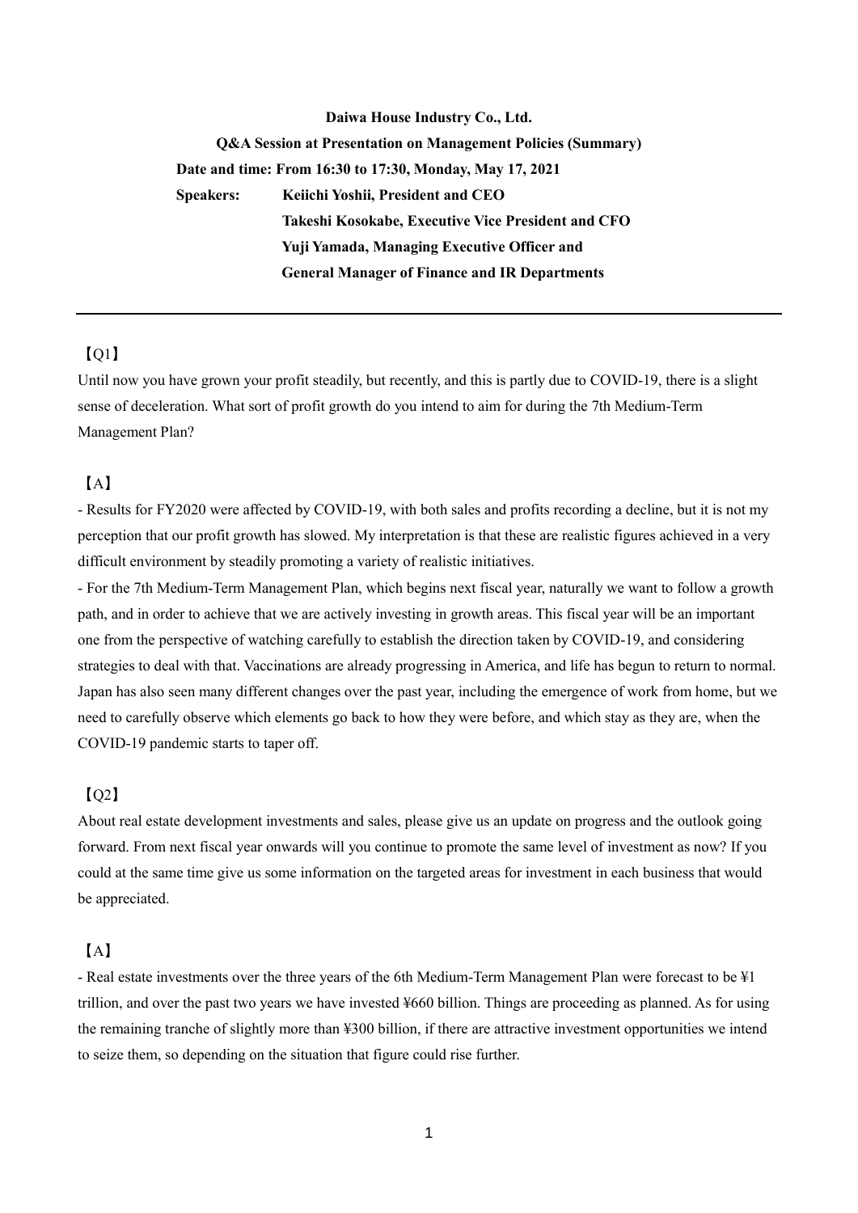**Daiwa House Industry Co., Ltd.**

**Q&A Session at Presentation on Management Policies (Summary)**

**Date and time: From 16:30 to 17:30, Monday, May 17, 2021**

**Speakers: Keiichi Yoshii, President and CEO**

**Takeshi Kosokabe, Executive Vice President and CFO**

**Yuji Yamada, Managing Executive Officer and General Manager of Finance and IR Departments**

---

【Q1】

Until now you have grown your profit steadily, but recently, and this is partly due to COVID-19, there is a slight sense of deceleration. What sort of profit growth do you intend to aim for during the 7th Medium-Term Management Plan?

【A】

- Results for FY2020 were affected by COVID-19, with both sales and profits recording a decline, but it is not my perception that our profit growth has slowed. My interpretation is that these are realistic figures achieved in a very difficult environment by steadily promoting a variety of realistic initiatives.
- For the 7th Medium-Term Management Plan, which begins next fiscal year, naturally we want to follow a growth path, and in order to achieve that we are actively investing in growth areas. This fiscal year will be an important one from the perspective of watching carefully to establish the direction taken by COVID-19, and considering strategies to deal with that. Vaccinations are already progressing in America, and life has begun to return to normal. Japan has also seen many different changes over the past year, including the emergence of work from home, but we need to carefully observe which elements go back to how they were before, and which stay as they are, when the COVID-19 pandemic starts to taper off.

【Q2】

About real estate development investments and sales, please give us an update on progress and the outlook going forward. From next fiscal year onwards will you continue to promote the same level of investment as now? If you could at the same time give us some information on the targeted areas for investment in each business that would be appreciated.

【A】

- Real estate investments over the three years of the 6th Medium-Term Management Plan were forecast to be ¥1 trillion, and over the past two years we have invested ¥660 billion. Things are proceeding as planned. As for using the remaining tranche of slightly more than ¥300 billion, if there are attractive investment opportunities we intend to seize them, so depending on the situation that figure could rise further.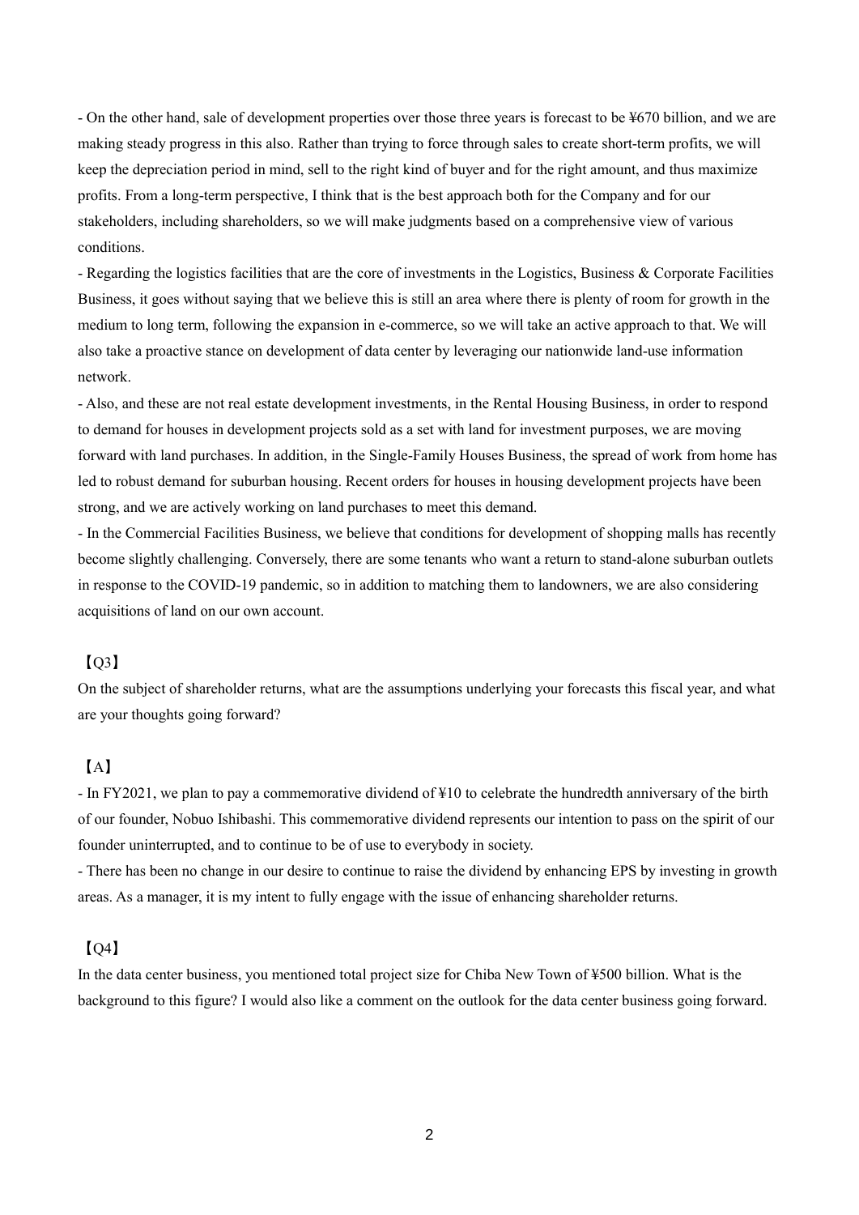- On the other hand, sale of development properties over those three years is forecast to be ¥670 billion, and we are making steady progress in this also. Rather than trying to force through sales to create short-term profits, we will keep the depreciation period in mind, sell to the right kind of buyer and for the right amount, and thus maximize profits. From a long-term perspective, I think that is the best approach both for the Company and for our stakeholders, including shareholders, so we will make judgments based on a comprehensive view of various conditions.

- Regarding the logistics facilities that are the core of investments in the Logistics, Business & Corporate Facilities Business, it goes without saying that we believe this is still an area where there is plenty of room for growth in the medium to long term, following the expansion in e-commerce, so we will take an active approach to that. We will also take a proactive stance on development of data center by leveraging our nationwide land-use information network.

- Also, and these are not real estate development investments, in the Rental Housing Business, in order to respond to demand for houses in development projects sold as a set with land for investment purposes, we are moving forward with land purchases. In addition, in the Single-Family Houses Business, the spread of work from home has led to robust demand for suburban housing. Recent orders for houses in housing development projects have been strong, and we are actively working on land purchases to meet this demand.

- In the Commercial Facilities Business, we believe that conditions for development of shopping malls has recently become slightly challenging. Conversely, there are some tenants who want a return to stand-alone suburban outlets in response to the COVID-19 pandemic, so in addition to matching them to landowners, we are also considering acquisitions of land on our own account.

【Q3】

On the subject of shareholder returns, what are the assumptions underlying your forecasts this fiscal year, and what are your thoughts going forward?

【A】

- In FY2021, we plan to pay a commemorative dividend of ¥10 to celebrate the hundredth anniversary of the birth of our founder, Nobuo Ishibashi. This commemorative dividend represents our intention to pass on the spirit of our founder uninterrupted, and to continue to be of use to everybody in society.

- There has been no change in our desire to continue to raise the dividend by enhancing EPS by investing in growth areas. As a manager, it is my intent to fully engage with the issue of enhancing shareholder returns.

【Q4】

In the data center business, you mentioned total project size for Chiba New Town of ¥500 billion. What is the background to this figure? I would also like a comment on the outlook for the data center business going forward.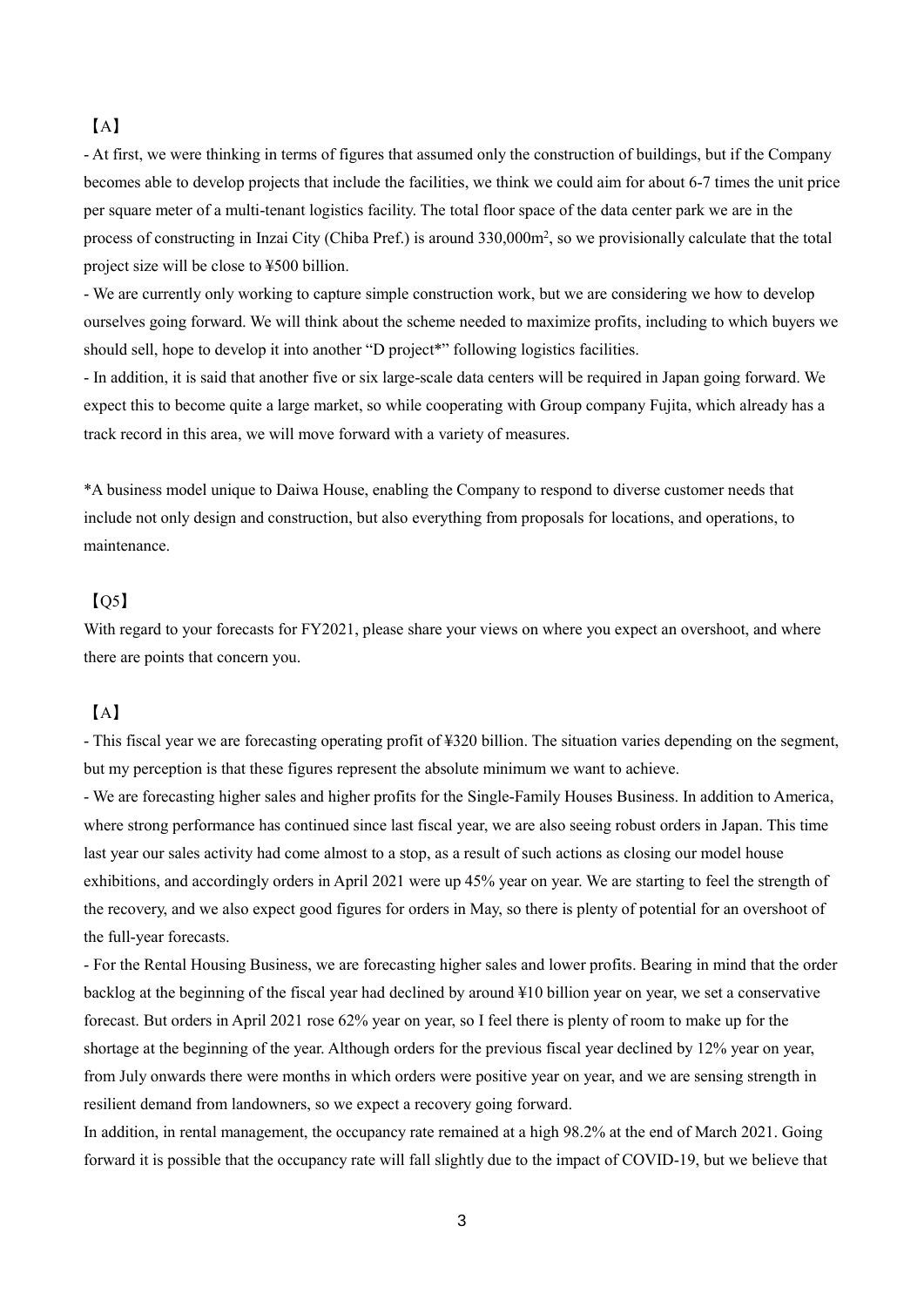【A】

- At first, we were thinking in terms of figures that assumed only the construction of buildings, but if the Company becomes able to develop projects that include the facilities, we think we could aim for about 6-7 times the unit price per square meter of a multi-tenant logistics facility. The total floor space of the data center park we are in the process of constructing in Inzai City (Chiba Pref.) is around 330,000m$^2$, so we provisionally calculate that the total project size will be close to ¥500 billion.
- We are currently only working to capture simple construction work, but we are considering we how to develop ourselves going forward. We will think about the scheme needed to maximize profits, including to which buyers we should sell, hope to develop it into another "D project*" following logistics facilities.
- In addition, it is said that another five or six large-scale data centers will be required in Japan going forward. We expect this to become quite a large market, so while cooperating with Group company Fujita, which already has a track record in this area, we will move forward with a variety of measures.

*A business model unique to Daiwa House, enabling the Company to respond to diverse customer needs that include not only design and construction, but also everything from proposals for locations, and operations, to maintenance.

【Q5】

With regard to your forecasts for FY2021, please share your views on where you expect an overshoot, and where there are points that concern you.

【A】

- This fiscal year we are forecasting operating profit of ¥320 billion. The situation varies depending on the segment, but my perception is that these figures represent the absolute minimum we want to achieve.
- We are forecasting higher sales and higher profits for the Single-Family Houses Business. In addition to America, where strong performance has continued since last fiscal year, we are also seeing robust orders in Japan. This time last year our sales activity had come almost to a stop, as a result of such actions as closing our model house exhibitions, and accordingly orders in April 2021 were up 45% year on year. We are starting to feel the strength of the recovery, and we also expect good figures for orders in May, so there is plenty of potential for an overshoot of the full-year forecasts.
- For the Rental Housing Business, we are forecasting higher sales and lower profits. Bearing in mind that the order backlog at the beginning of the fiscal year had declined by around ¥10 billion year on year, we set a conservative forecast. But orders in April 2021 rose 62% year on year, so I feel there is plenty of room to make up for the shortage at the beginning of the year. Although orders for the previous fiscal year declined by 12% year on year, from July onwards there were months in which orders were positive year on year, and we are sensing strength in resilient demand from landowners, so we expect a recovery going forward.

In addition, in rental management, the occupancy rate remained at a high 98.2% at the end of March 2021. Going forward it is possible that the occupancy rate will fall slightly due to the impact of COVID-19, but we believe that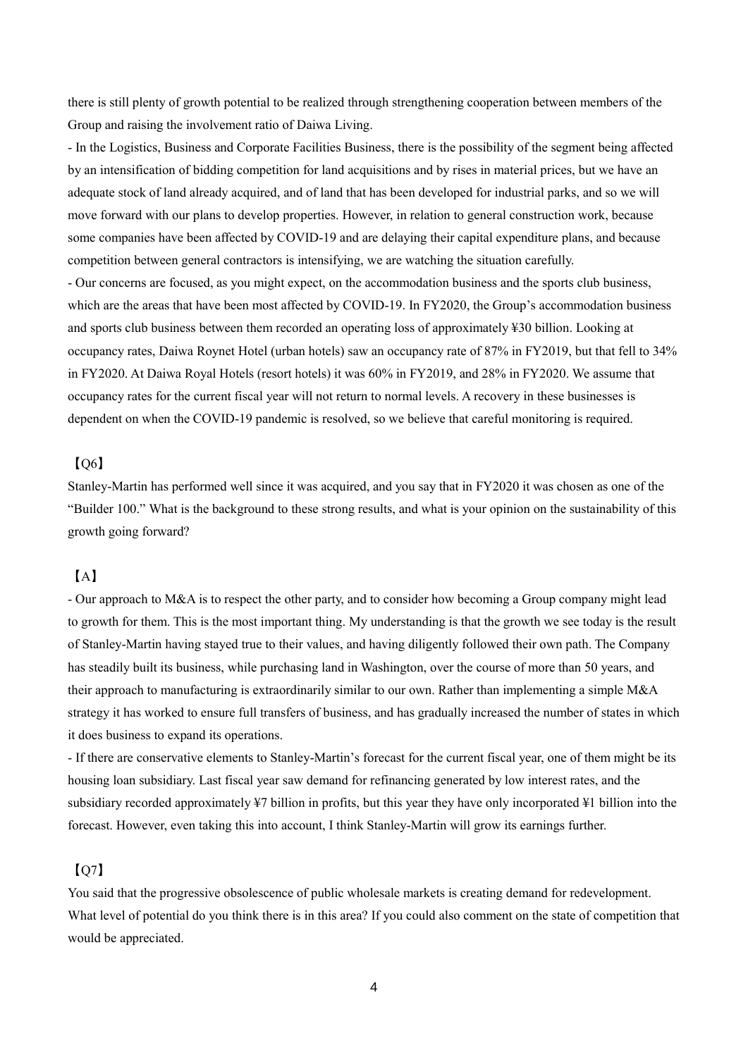there is still plenty of growth potential to be realized through strengthening cooperation between members of the Group and raising the involvement ratio of Daiwa Living.

- In the Logistics, Business and Corporate Facilities Business, there is the possibility of the segment being affected by an intensification of bidding competition for land acquisitions and by rises in material prices, but we have an adequate stock of land already acquired, and of land that has been developed for industrial parks, and so we will move forward with our plans to develop properties. However, in relation to general construction work, because some companies have been affected by COVID-19 and are delaying their capital expenditure plans, and because competition between general contractors is intensifying, we are watching the situation carefully.
- Our concerns are focused, as you might expect, on the accommodation business and the sports club business, which are the areas that have been most affected by COVID-19. In FY2020, the Group's accommodation business and sports club business between them recorded an operating loss of approximately ¥30 billion. Looking at occupancy rates, Daiwa Roynet Hotel (urban hotels) saw an occupancy rate of 87% in FY2019, but that fell to 34% in FY2020. At Daiwa Royal Hotels (resort hotels) it was 60% in FY2019, and 28% in FY2020. We assume that occupancy rates for the current fiscal year will not return to normal levels. A recovery in these businesses is dependent on when the COVID-19 pandemic is resolved, so we believe that careful monitoring is required.

【Q6】

Stanley-Martin has performed well since it was acquired, and you say that in FY2020 it was chosen as one of the "Builder 100." What is the background to these strong results, and what is your opinion on the sustainability of this growth going forward?

【A】

- Our approach to M&A is to respect the other party, and to consider how becoming a Group company might lead to growth for them. This is the most important thing. My understanding is that the growth we see today is the result of Stanley-Martin having stayed true to their values, and having diligently followed their own path. The Company has steadily built its business, while purchasing land in Washington, over the course of more than 50 years, and their approach to manufacturing is extraordinarily similar to our own. Rather than implementing a simple M&A strategy it has worked to ensure full transfers of business, and has gradually increased the number of states in which it does business to expand its operations.
- If there are conservative elements to Stanley-Martin's forecast for the current fiscal year, one of them might be its housing loan subsidiary. Last fiscal year saw demand for refinancing generated by low interest rates, and the subsidiary recorded approximately ¥7 billion in profits, but this year they have only incorporated ¥1 billion into the forecast. However, even taking this into account, I think Stanley-Martin will grow its earnings further.

【Q7】

You said that the progressive obsolescence of public wholesale markets is creating demand for redevelopment. What level of potential do you think there is in this area? If you could also comment on the state of competition that would be appreciated.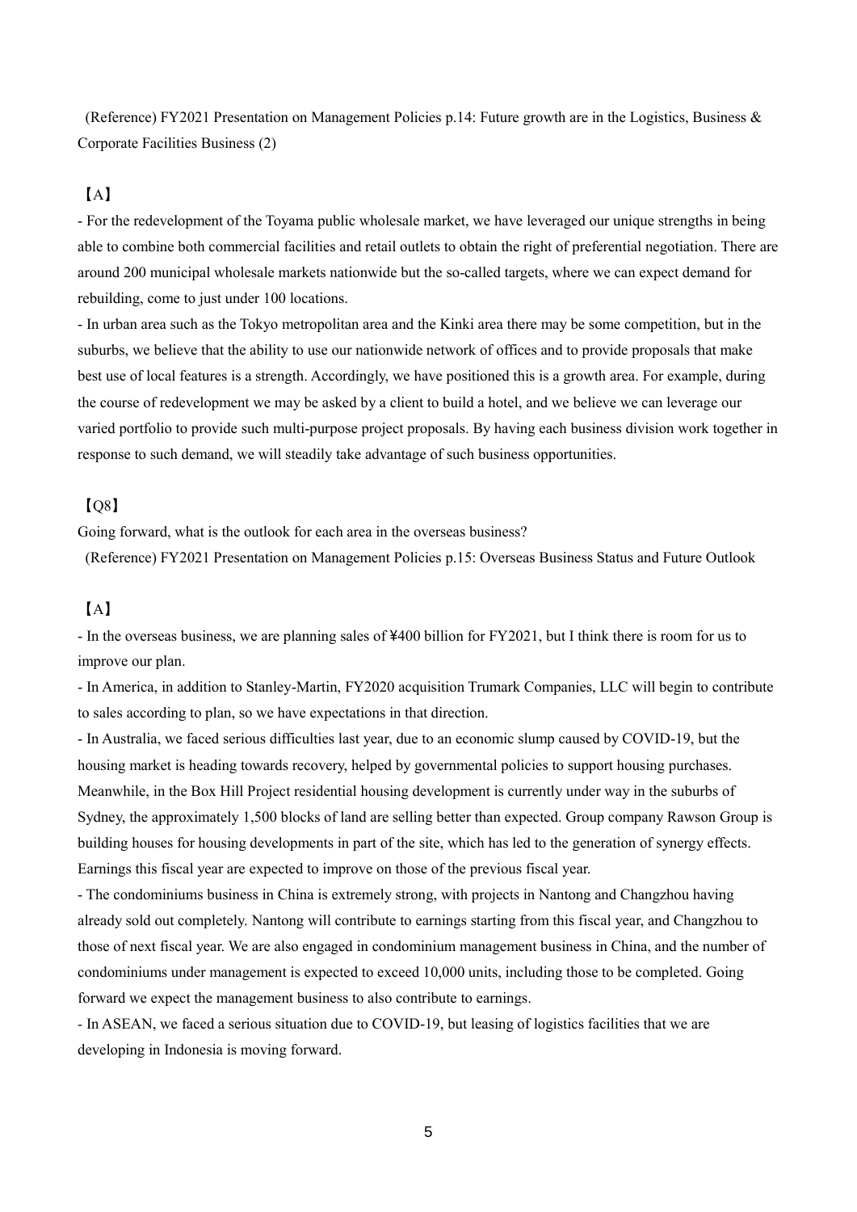(Reference) FY2021 Presentation on Management Policies p.14: Future growth are in the Logistics, Business & Corporate Facilities Business (2)

【A】

- For the redevelopment of the Toyama public wholesale market, we have leveraged our unique strengths in being able to combine both commercial facilities and retail outlets to obtain the right of preferential negotiation. There are around 200 municipal wholesale markets nationwide but the so-called targets, where we can expect demand for rebuilding, come to just under 100 locations.
- In urban area such as the Tokyo metropolitan area and the Kinki area there may be some competition, but in the suburbs, we believe that the ability to use our nationwide network of offices and to provide proposals that make best use of local features is a strength. Accordingly, we have positioned this is a growth area. For example, during the course of redevelopment we may be asked by a client to build a hotel, and we believe we can leverage our varied portfolio to provide such multi-purpose project proposals. By having each business division work together in response to such demand, we will steadily take advantage of such business opportunities.

【Q8】

Going forward, what is the outlook for each area in the overseas business?

(Reference) FY2021 Presentation on Management Policies p.15: Overseas Business Status and Future Outlook

【A】

- In the overseas business, we are planning sales of ¥400 billion for FY2021, but I think there is room for us to improve our plan.
- In America, in addition to Stanley-Martin, FY2020 acquisition Trumark Companies, LLC will begin to contribute to sales according to plan, so we have expectations in that direction.
- In Australia, we faced serious difficulties last year, due to an economic slump caused by COVID-19, but the housing market is heading towards recovery, helped by governmental policies to support housing purchases. Meanwhile, in the Box Hill Project residential housing development is currently under way in the suburbs of Sydney, the approximately 1,500 blocks of land are selling better than expected. Group company Rawson Group is building houses for housing developments in part of the site, which has led to the generation of synergy effects. Earnings this fiscal year are expected to improve on those of the previous fiscal year.
- The condominiums business in China is extremely strong, with projects in Nantong and Changzhou having already sold out completely. Nantong will contribute to earnings starting from this fiscal year, and Changzhou to those of next fiscal year. We are also engaged in condominium management business in China, and the number of condominiums under management is expected to exceed 10,000 units, including those to be completed. Going forward we expect the management business to also contribute to earnings.
- In ASEAN, we faced a serious situation due to COVID-19, but leasing of logistics facilities that we are developing in Indonesia is moving forward.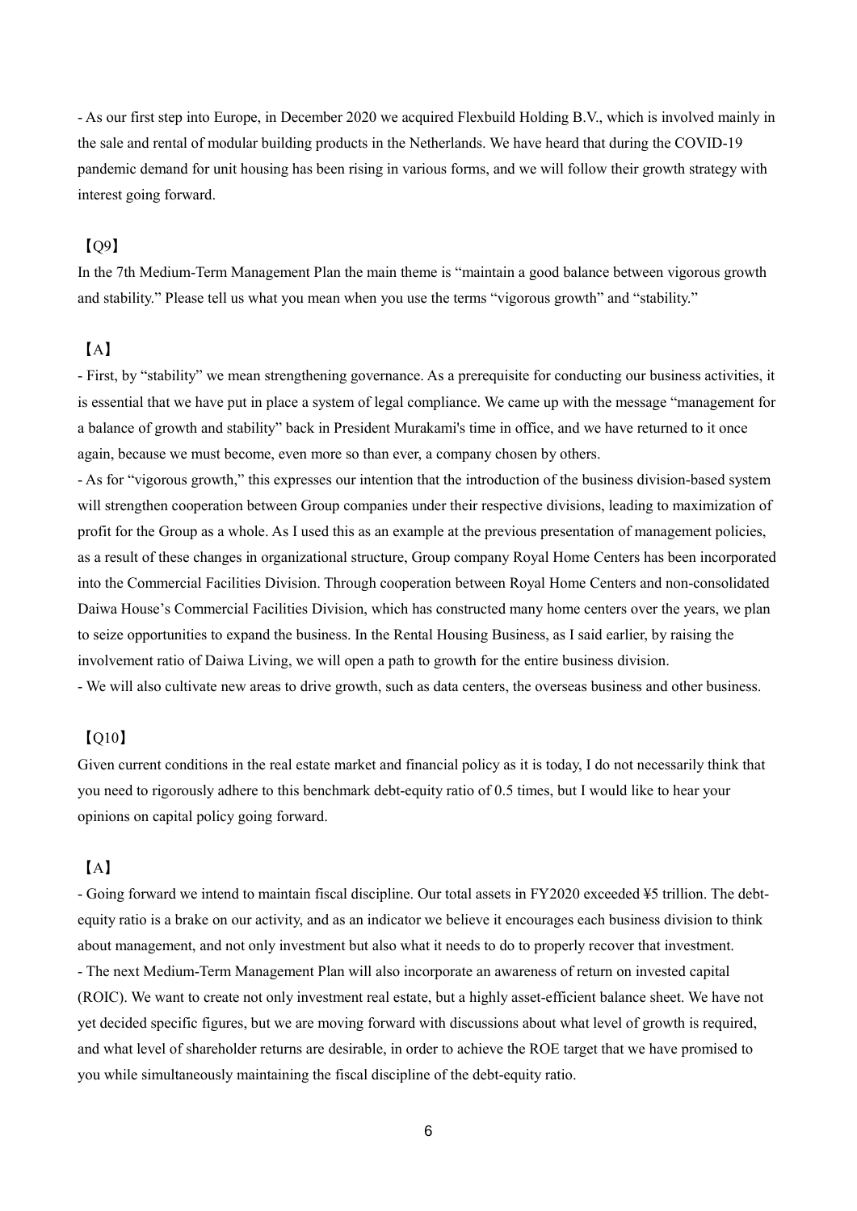- As our first step into Europe, in December 2020 we acquired Flexbuild Holding B.V., which is involved mainly in the sale and rental of modular building products in the Netherlands. We have heard that during the COVID-19 pandemic demand for unit housing has been rising in various forms, and we will follow their growth strategy with interest going forward.

【Q9】

In the 7th Medium-Term Management Plan the main theme is "maintain a good balance between vigorous growth and stability." Please tell us what you mean when you use the terms "vigorous growth" and "stability."

【A】

- First, by "stability" we mean strengthening governance. As a prerequisite for conducting our business activities, it is essential that we have put in place a system of legal compliance. We came up with the message "management for a balance of growth and stability" back in President Murakami's time in office, and we have returned to it once again, because we must become, even more so than ever, a company chosen by others.
- As for "vigorous growth," this expresses our intention that the introduction of the business division-based system will strengthen cooperation between Group companies under their respective divisions, leading to maximization of profit for the Group as a whole. As I used this as an example at the previous presentation of management policies, as a result of these changes in organizational structure, Group company Royal Home Centers has been incorporated into the Commercial Facilities Division. Through cooperation between Royal Home Centers and non-consolidated Daiwa House's Commercial Facilities Division, which has constructed many home centers over the years, we plan to seize opportunities to expand the business. In the Rental Housing Business, as I said earlier, by raising the involvement ratio of Daiwa Living, we will open a path to growth for the entire business division.
- We will also cultivate new areas to drive growth, such as data centers, the overseas business and other business.

【Q10】

Given current conditions in the real estate market and financial policy as it is today, I do not necessarily think that you need to rigorously adhere to this benchmark debt-equity ratio of 0.5 times, but I would like to hear your opinions on capital policy going forward.

【A】

- Going forward we intend to maintain fiscal discipline. Our total assets in FY2020 exceeded ¥5 trillion. The debt-equity ratio is a brake on our activity, and as an indicator we believe it encourages each business division to think about management, and not only investment but also what it needs to do to properly recover that investment.
- The next Medium-Term Management Plan will also incorporate an awareness of return on invested capital (ROIC). We want to create not only investment real estate, but a highly asset-efficient balance sheet. We have not yet decided specific figures, but we are moving forward with discussions about what level of growth is required, and what level of shareholder returns are desirable, in order to achieve the ROE target that we have promised to you while simultaneously maintaining the fiscal discipline of the debt-equity ratio.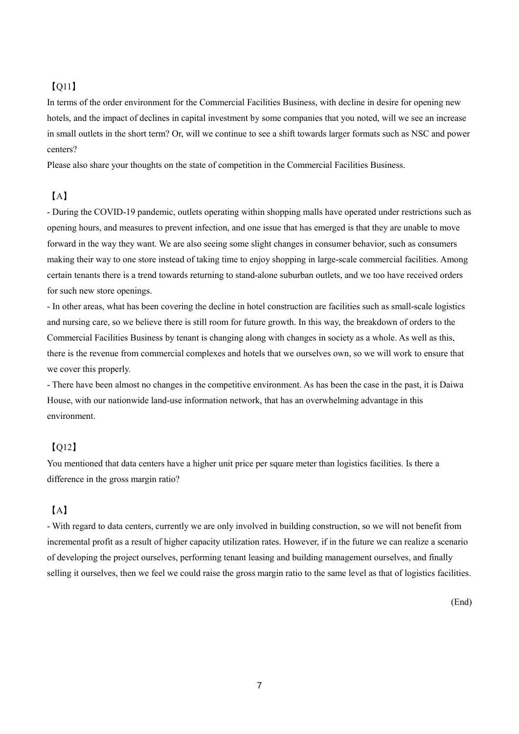【Q11】

In terms of the order environment for the Commercial Facilities Business, with decline in desire for opening new hotels, and the impact of declines in capital investment by some companies that you noted, will we see an increase in small outlets in the short term? Or, will we continue to see a shift towards larger formats such as NSC and power centers?

Please also share your thoughts on the state of competition in the Commercial Facilities Business.

【A】

- During the COVID-19 pandemic, outlets operating within shopping malls have operated under restrictions such as opening hours, and measures to prevent infection, and one issue that has emerged is that they are unable to move forward in the way they want. We are also seeing some slight changes in consumer behavior, such as consumers making their way to one store instead of taking time to enjoy shopping in large-scale commercial facilities. Among certain tenants there is a trend towards returning to stand-alone suburban outlets, and we too have received orders for such new store openings.
- In other areas, what has been covering the decline in hotel construction are facilities such as small-scale logistics and nursing care, so we believe there is still room for future growth. In this way, the breakdown of orders to the Commercial Facilities Business by tenant is changing along with changes in society as a whole. As well as this, there is the revenue from commercial complexes and hotels that we ourselves own, so we will work to ensure that we cover this properly.
- There have been almost no changes in the competitive environment. As has been the case in the past, it is Daiwa House, with our nationwide land-use information network, that has an overwhelming advantage in this environment.

【Q12】

You mentioned that data centers have a higher unit price per square meter than logistics facilities. Is there a difference in the gross margin ratio?

【A】

- With regard to data centers, currently we are only involved in building construction, so we will not benefit from incremental profit as a result of higher capacity utilization rates. However, if in the future we can realize a scenario of developing the project ourselves, performing tenant leasing and building management ourselves, and finally selling it ourselves, then we feel we could raise the gross margin ratio to the same level as that of logistics facilities.

(End)